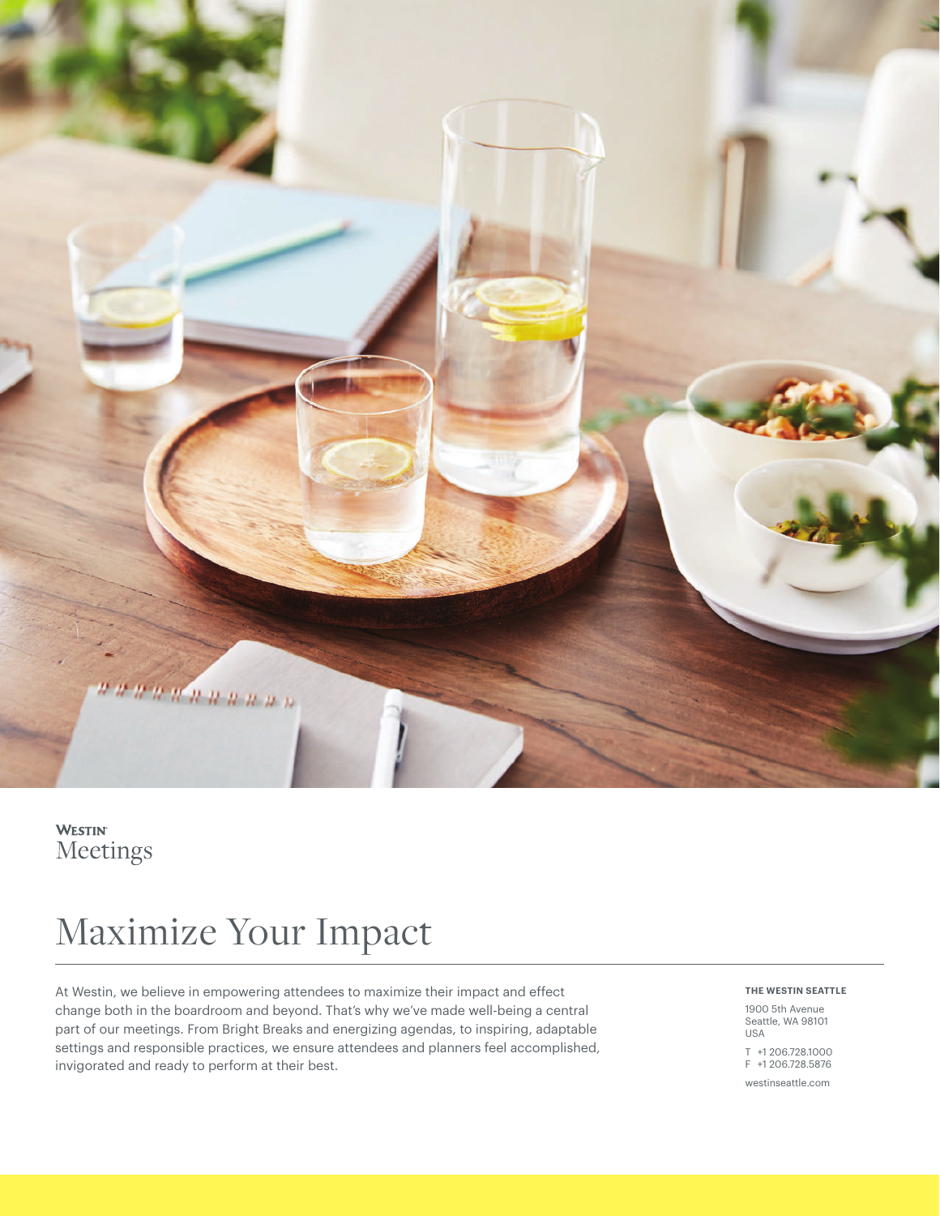WESTIN
Meetings

# Maximize Your Impact

At Westin, we believe in empowering attendees to maximize their impact and effect change both in the boardroom and beyond. That's why we've made well-being a central part of our meetings. From Bright Breaks and energizing agendas, to inspiring, adaptable settings and responsible practices, we ensure attendees and planners feel accomplished, invigorated and ready to perform at their best.

**THE WESTIN SEATTLE**

1900 5th Avenue
Seattle, WA 98101
USA

T +1 206.728.1000
F +1 206.728.5876

westinseattle.com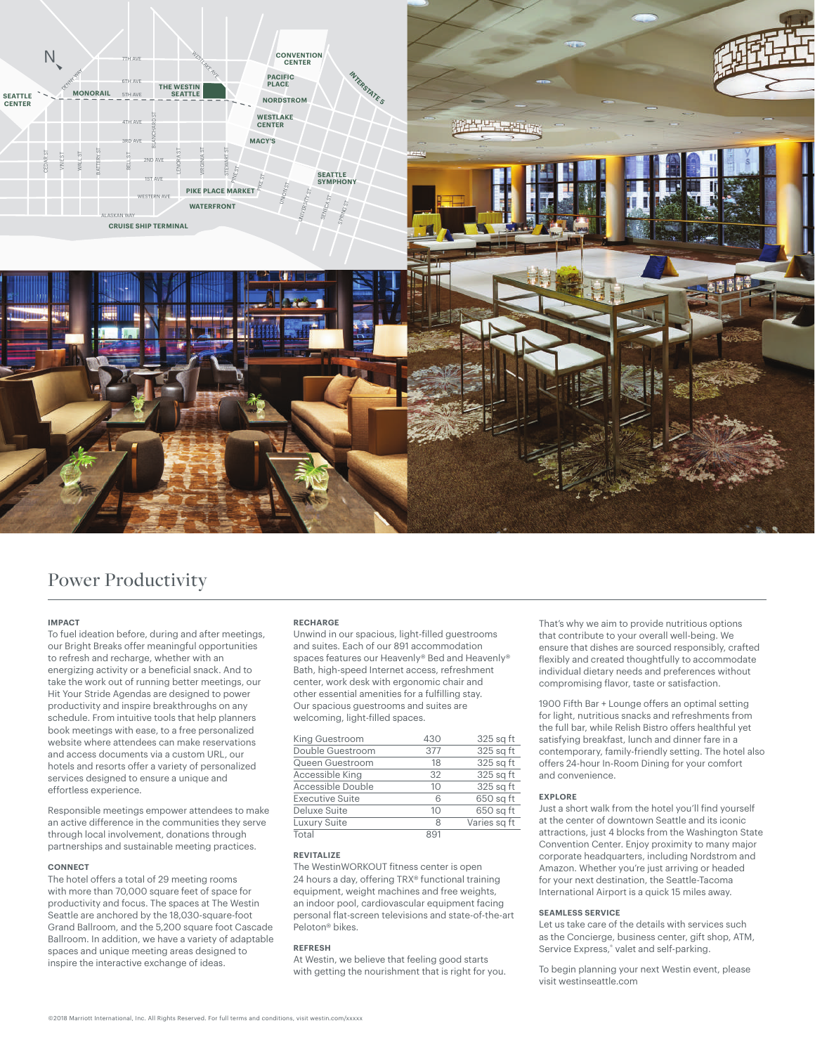# Power Productivity

### IMPACT

To fuel ideation before, during and after meetings, our Bright Breaks offer meaningful opportunities to refresh and recharge, whether with an energizing activity or a beneficial snack. And to take the work out of running better meetings, our Hit Your Stride Agendas are designed to power productivity and inspire breakthroughs on any schedule. From intuitive tools that help planners book meetings with ease, to a free personalized website where attendees can make reservations and access documents via a custom URL, our hotels and resorts offer a variety of personalized services designed to ensure a unique and effortless experience.

Responsible meetings empower attendees to make an active difference in the communities they serve through local involvement, donations through partnerships and sustainable meeting practices.

### CONNECT

The hotel offers a total of 29 meeting rooms with more than 70,000 square feet of space for productivity and focus. The spaces at The Westin Seattle are anchored by the 18,030-square-foot Grand Ballroom, and the 5,200 square foot Cascade Ballroom. In addition, we have a variety of adaptable spaces and unique meeting areas designed to inspire the interactive exchange of ideas.

### RECHARGE

Unwind in our spacious, light-filled guestrooms and suites. Each of our 891 accommodation spaces features our Heavenly® Bed and Heavenly® Bath, high-speed Internet access, refreshment center, work desk with ergonomic chair and other essential amenities for a fulfilling stay. Our spacious guestrooms and suites are welcoming, light-filled spaces.

| | | |
|---|---|---|
| King Guestroom | 430 | 325 sq ft |
| Double Guestroom | 377 | 325 sq ft |
| Queen Guestroom | 18 | 325 sq ft |
| Accessible King | 32 | 325 sq ft |
| Accessible Double | 10 | 325 sq ft |
| Executive Suite | 6 | 650 sq ft |
| Deluxe Suite | 10 | 650 sq ft |
| Luxury Suite | 8 | Varies sq ft |
| Total | 891 | |

### REVITALIZE

The WestinWORKOUT fitness center is open 24 hours a day, offering TRX® functional training equipment, weight machines and free weights, an indoor pool, cardiovascular equipment facing personal flat-screen televisions and state-of-the-art Peloton® bikes.

### REFRESH

At Westin, we believe that feeling good starts with getting the nourishment that is right for you. That's why we aim to provide nutritious options that contribute to your overall well-being. We ensure that dishes are sourced responsibly, crafted flexibly and created thoughtfully to accommodate individual dietary needs and preferences without compromising flavor, taste or satisfaction.

1900 Fifth Bar + Lounge offers an optimal setting for light, nutritious snacks and refreshments from the full bar, while Relish Bistro offers healthful yet satisfying breakfast, lunch and dinner fare in a contemporary, family-friendly setting. The hotel also offers 24-hour In-Room Dining for your comfort and convenience.

### EXPLORE

Just a short walk from the hotel you'll find yourself at the center of downtown Seattle and its iconic attractions, just 4 blocks from the Washington State Convention Center. Enjoy proximity to many major corporate headquarters, including Nordstrom and Amazon. Whether you're just arriving or headed for your next destination, the Seattle-Tacoma International Airport is a quick 15 miles away.

### SEAMLESS SERVICE

Let us take care of the details with services such as the Concierge, business center, gift shop, ATM, Service Express,® valet and self-parking.

To begin planning your next Westin event, please visit westinseattle.com

©2018 Marriott International, Inc. All Rights Reserved. For full terms and conditions, visit westin.com/xxxxx